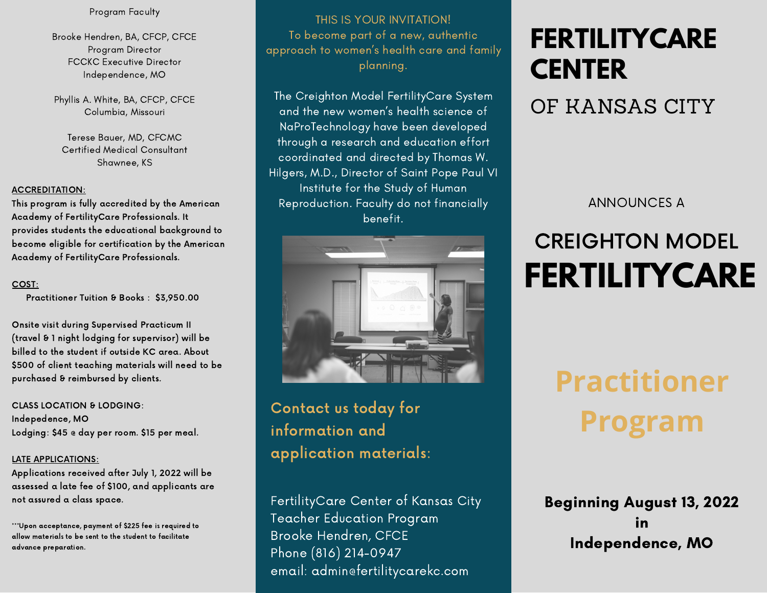Program Faculty

Brooke Hendren, BA, CFCP, CFCE
Program Director
FCCKC Executive Director
Independence, MO

Phyllis A. White, BA, CFCP, CFCE
Columbia, Missouri

Terese Bauer, MD, CFCMC
Certified Medical Consultant
Shawnee, KS

**ACCREDITATION:**
**This program is fully accredited by the American Academy of FertilityCare Professionals. It provides students the educational background to become eligible for certification by the American Academy of FertilityCare Professionals.**

**COST:**
**Practitioner Tuition & Books : $3,950.00**

**Onsite visit during Supervised Practicum II (travel & 1 night lodging for supervisor) will be billed to the student if outside KC area. About $500 of client teaching materials will need to be purchased & reimbursed by clients.**

**CLASS LOCATION & LODGING:**
**Indepedence, MO**
**Lodging: $45 @ day per room. $15 per meal.**

**LATE APPLICATIONS:**
**Applications received after July 1, 2022 will be assessed a late fee of $100, and applicants are not assured a class space.**

**\*\*\*Upon acceptance, payment of $225 fee is required to allow materials to be sent to the student to facilitate advance preparation.**

THIS IS YOUR INVITATION!
To become part of a new, authentic approach to women's health care and family planning.

The Creighton Model FertilityCare System and the new women's health science of NaProTechnology have been developed through a research and education effort coordinated and directed by Thomas W. Hilgers, M.D., Director of Saint Pope Paul VI Institute for the Study of Human Reproduction. Faculty do not financially benefit.

**Contact us today for information and application materials:**

FertilityCare Center of Kansas City
Teacher Education Program
Brooke Hendren, CFCE
Phone (816) 214-0947
email: admin@fertilitycarekc.com

# FERTILITYCARE CENTER

## OF KANSAS CITY

ANNOUNCES A

# CREIGHTON MODEL FERTILITYCARE

# Practitioner Program

**Beginning August 13, 2022 in Independence, MO**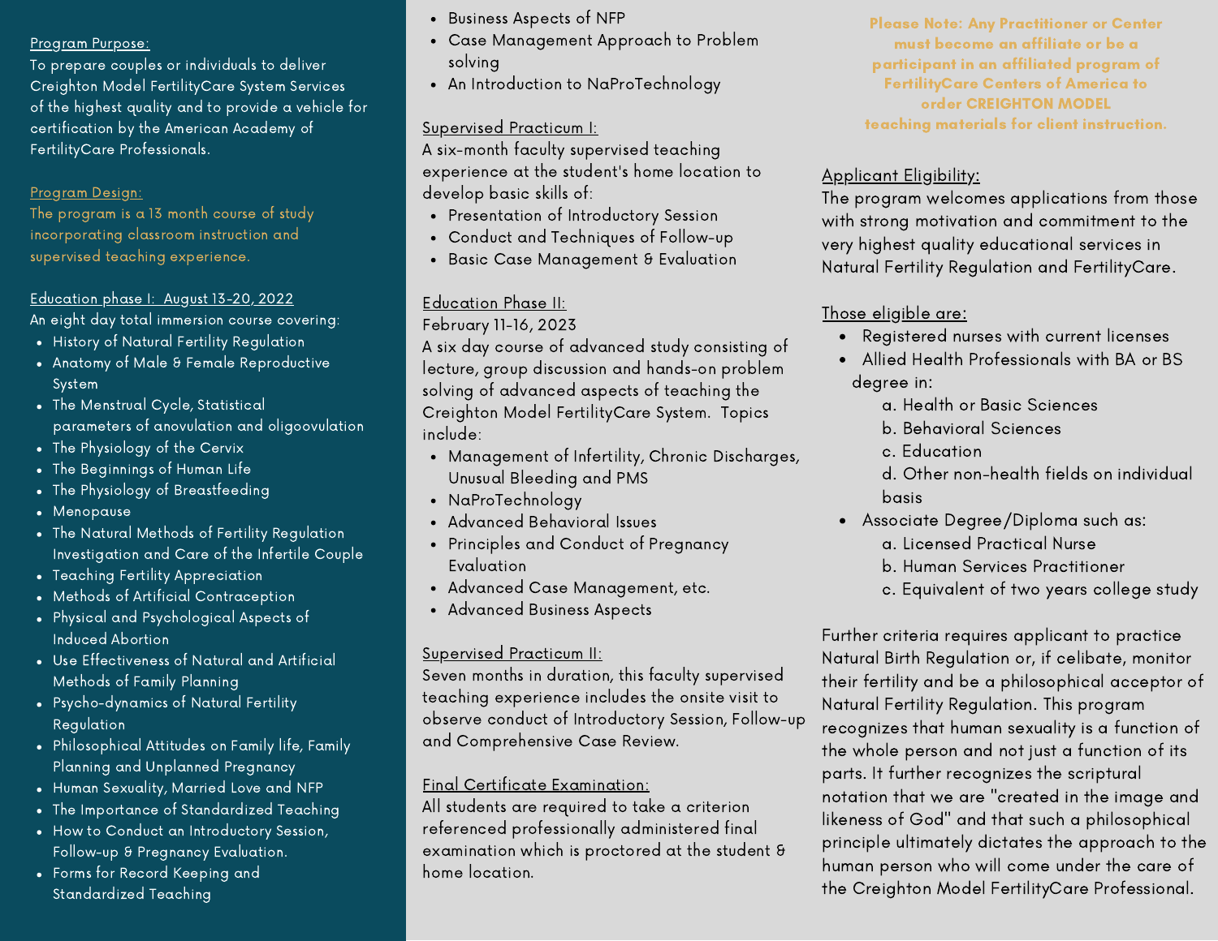Program Purpose:

To prepare couples or individuals to deliver Creighton Model FertilityCare System Services of the highest quality and to provide a vehicle for certification by the American Academy of FertilityCare Professionals.

Program Design:

The program is a 13 month course of study incorporating classroom instruction and supervised teaching experience.

Education phase I: August 13-20, 2022

An eight day total immersion course covering:

- History of Natural Fertility Regulation
- Anatomy of Male & Female Reproductive System
- The Menstrual Cycle, Statistical parameters of anovulation and oligoovulation
- The Physiology of the Cervix
- The Beginnings of Human Life
- The Physiology of Breastfeeding
- Menopause
- The Natural Methods of Fertility Regulation Investigation and Care of the Infertile Couple
- Teaching Fertility Appreciation
- Methods of Artificial Contraception
- Physical and Psychological Aspects of Induced Abortion
- Use Effectiveness of Natural and Artificial Methods of Family Planning
- Psycho-dynamics of Natural Fertility Regulation
- Philosophical Attitudes on Family life, Family Planning and Unplanned Pregnancy
- Human Sexuality, Married Love and NFP
- The Importance of Standardized Teaching
- How to Conduct an Introductory Session, Follow-up & Pregnancy Evaluation.
- Forms for Record Keeping and Standardized Teaching
- Business Aspects of NFP
- Case Management Approach to Problem solving
- An Introduction to NaProTechnology

Supervised Practicum I:

A six-month faculty supervised teaching experience at the student's home location to develop basic skills of:

- Presentation of Introductory Session
- Conduct and Techniques of Follow-up
- Basic Case Management & Evaluation

Education Phase II:

February 11-16, 2023

A six day course of advanced study consisting of lecture, group discussion and hands-on problem solving of advanced aspects of teaching the Creighton Model FertilityCare System. Topics include:

- Management of Infertility, Chronic Discharges, Unusual Bleeding and PMS
- NaProTechnology
- Advanced Behavioral Issues
- Principles and Conduct of Pregnancy Evaluation
- Advanced Case Management, etc.
- Advanced Business Aspects

Supervised Practicum II:

Seven months in duration, this faculty supervised teaching experience includes the onsite visit to observe conduct of Introductory Session, Follow-up and Comprehensive Case Review.

Final Certificate Examination:

All students are required to take a criterion referenced professionally administered final examination which is proctored at the student & home location.

**Please Note: Any Practitioner or Center must become an affiliate or be a participant in an affiliated program of FertilityCare Centers of America to order CREIGHTON MODEL teaching materials for client instruction.**

Applicant Eligibility:

The program welcomes applications from those with strong motivation and commitment to the very highest quality educational services in Natural Fertility Regulation and FertilityCare.

Those eligible are:

- Registered nurses with current licenses
- Allied Health Professionals with BA or BS degree in:
  a. Health or Basic Sciences
  b. Behavioral Sciences
  c. Education
  d. Other non-health fields on individual basis
- Associate Degree/Diploma such as:
  a. Licensed Practical Nurse
  b. Human Services Practitioner
  c. Equivalent of two years college study

Further criteria requires applicant to practice Natural Birth Regulation or, if celibate, monitor their fertility and be a philosophical acceptor of Natural Fertility Regulation. This program recognizes that human sexuality is a function of the whole person and not just a function of its parts. It further recognizes the scriptural notation that we are "created in the image and likeness of God" and that such a philosophical principle ultimately dictates the approach to the human person who will come under the care of the Creighton Model FertilityCare Professional.